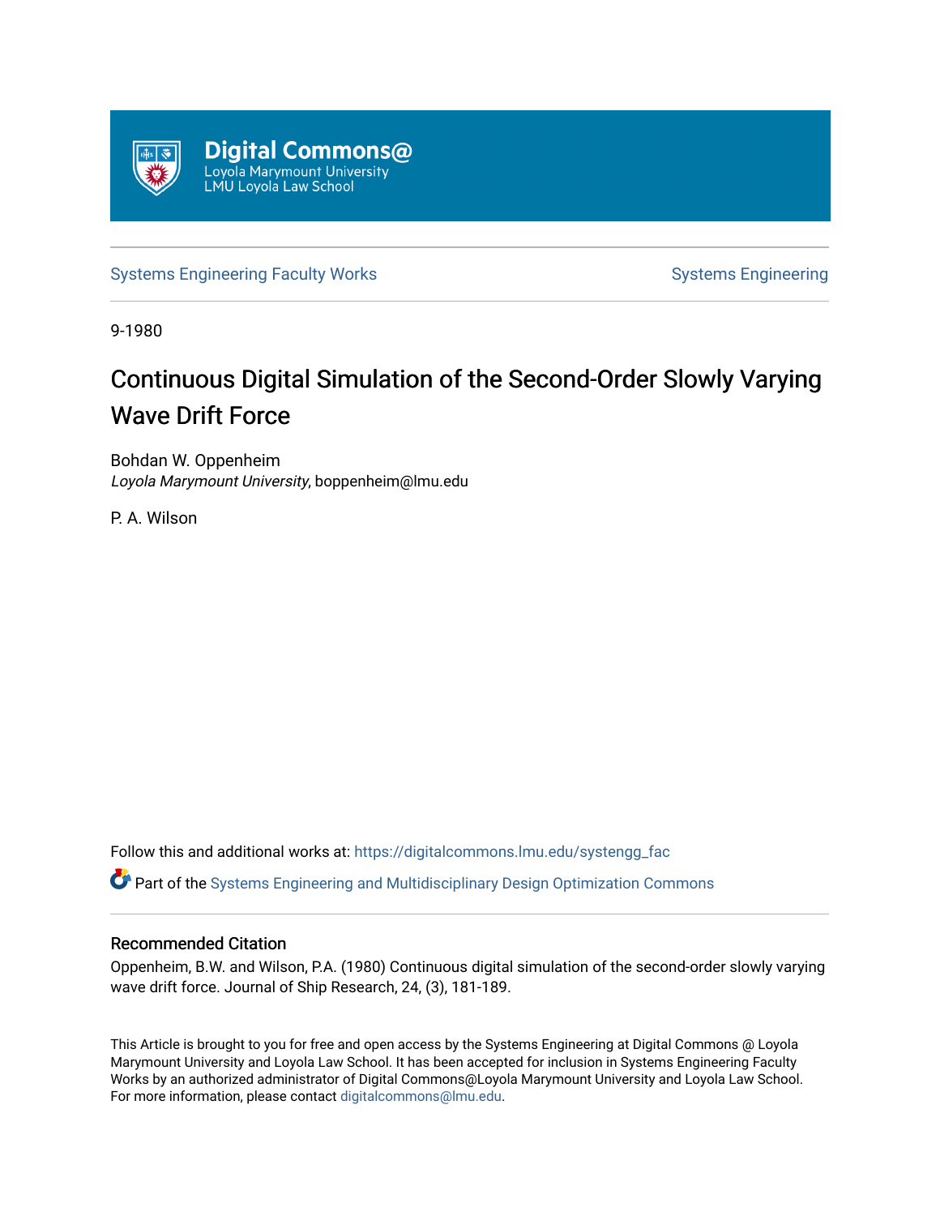Digital Commons@
Loyola Marymount University
LMU Loyola Law School

Systems Engineering Faculty Works | Systems Engineering

9-1980

# Continuous Digital Simulation of the Second-Order Slowly Varying Wave Drift Force

Bohdan W. Oppenheim
*Loyola Marymount University*, boppenheim@lmu.edu

P. A. Wilson

Follow this and additional works at: https://digitalcommons.lmu.edu/systengg_fac

Part of the Systems Engineering and Multidisciplinary Design Optimization Commons

## Recommended Citation

Oppenheim, B.W. and Wilson, P.A. (1980) Continuous digital simulation of the second-order slowly varying wave drift force. Journal of Ship Research, 24, (3), 181-189.

This Article is brought to you for free and open access by the Systems Engineering at Digital Commons @ Loyola Marymount University and Loyola Law School. It has been accepted for inclusion in Systems Engineering Faculty Works by an authorized administrator of Digital Commons@Loyola Marymount University and Loyola Law School. For more information, please contact digitalcommons@lmu.edu.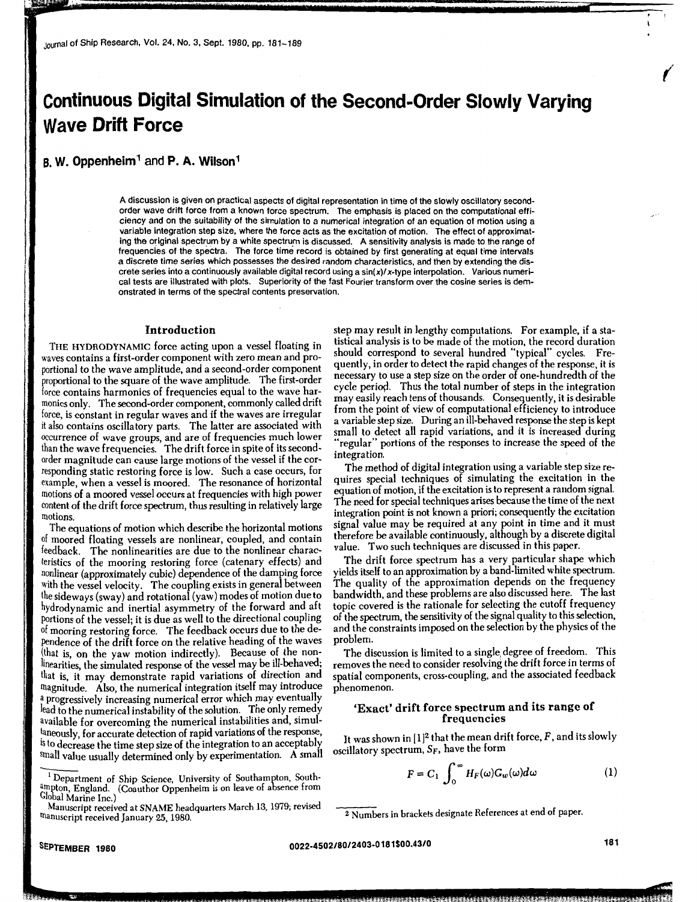# Continuous Digital Simulation of the Second-Order Slowly Varying Wave Drift Force

**B. W. Oppenheim**[1] **and P. A. Wilson**[1]

A discussion is given on practical aspects of digital representation in time of the slowly oscillatory second-order wave drift force from a known force spectrum. The emphasis is placed on the computational efficiency and on the suitability of the simulation to a numerical integration of an equation of motion using a variable integration step size, where the force acts as the excitation of motion. The effect of approximating the original spectrum by a white spectrum is discussed. A sensitivity analysis is made to the range of frequencies of the spectra. The force time record is obtained by first generating at equal time intervals a discrete time series which possesses the desired random characteristics, and then by extending the discrete series into a continuously available digital record using a $\sin(x)/x$-type interpolation. Various numerical tests are illustrated with plots. Superiority of the fast Fourier transform over the cosine series is demonstrated in terms of the spectral contents preservation.

## Introduction

THE HYDRODYNAMIC force acting upon a vessel floating in waves contains a first-order component with zero mean and proportional to the wave amplitude, and a second-order component proportional to the square of the wave amplitude. The first-order force contains harmonics of frequencies equal to the wave harmonics only. The second-order component, commonly called drift force, is constant in regular waves and if the waves are irregular it also contains oscillatory parts. The latter are associated with occurrence of wave groups, and are of frequencies much lower than the wave frequencies. The drift force in spite of its second-order magnitude can cause large motions of the vessel if the corresponding static restoring force is low. Such a case occurs, for example, when a vessel is moored. The resonance of horizontal motions of a moored vessel occurs at frequencies with high power content of the drift force spectrum, thus resulting in relatively large motions.

The equations of motion which describe the horizontal motions of moored floating vessels are nonlinear, coupled, and contain feedback. The nonlinearities are due to the nonlinear characteristics of the mooring restoring force (catenary effects) and nonlinear (approximately cubic) dependence of the damping force with the vessel velocity. The coupling exists in general between the sideways (sway) and rotational (yaw) modes of motion due to hydrodynamic and inertial asymmetry of the forward and aft portions of the vessel; it is due as well to the directional coupling of mooring restoring force. The feedback occurs due to the dependence of the drift force on the relative heading of the waves (that is, on the yaw motion indirectly). Because of the nonlinearities, the simulated response of the vessel may be ill-behaved; that is, it may demonstrate rapid variations of direction and magnitude. Also, the numerical integration itself may introduce a progressively increasing numerical error which may eventually lead to the numerical instability of the solution. The only remedy available for overcoming the numerical instabilities and, simultaneously, for accurate detection of rapid variations of the response, is to decrease the time step size of the integration to an acceptably small value usually determined only by experimentation. A small step may result in lengthy computations. For example, if a statistical analysis is to be made of the motion, the record duration should correspond to several hundred "typical" cycles. Frequently, in order to detect the rapid changes of the response, it is necessary to use a step size on the order of one-hundredth of the cycle period. Thus the total number of steps in the integration may easily reach tens of thousands. Consequently, it is desirable from the point of view of computational efficiency to introduce a variable step size. During an ill-behaved response the step is kept small to detect all rapid variations, and it is increased during "regular" portions of the responses to increase the speed of the integration.

The method of digital integration using a variable step size requires special techniques of simulating the excitation in the equation of motion, if the excitation is to represent a random signal. The need for special techniques arises because the time of the next integration point is not known a priori; consequently the excitation signal value may be required at any point in time and it must therefore be available continuously, although by a discrete digital value. Two such techniques are discussed in this paper.

The drift force spectrum has a very particular shape which yields itself to an approximation by a band-limited white spectrum. The quality of the approximation depends on the frequency bandwidth, and these problems are also discussed here. The last topic covered is the rationale for selecting the cutoff frequency of the spectrum, the sensitivity of the signal quality to this selection, and the constraints imposed on the selection by the physics of the problem.

The discussion is limited to a single degree of freedom. This removes the need to consider resolving the drift force in terms of spatial components, cross-coupling, and the associated feedback phenomenon.

## 'Exact' drift force spectrum and its range of frequencies

It was shown in [1][2] that the mean drift force, $F$, and its slowly oscillatory spectrum, $S_F$, have the form

$$F = C_1 \int_0^\infty H_F(\omega) G_w(\omega) d\omega \tag{1}$$

---

[1] Department of Ship Science, University of Southampton, Southampton, England. (Coauthor Oppenheim is on leave of absence from Global Marine Inc.)

Manuscript received at SNAME headquarters March 13, 1979; revised manuscript received January 25, 1980.

[2] Numbers in brackets designate References at end of paper.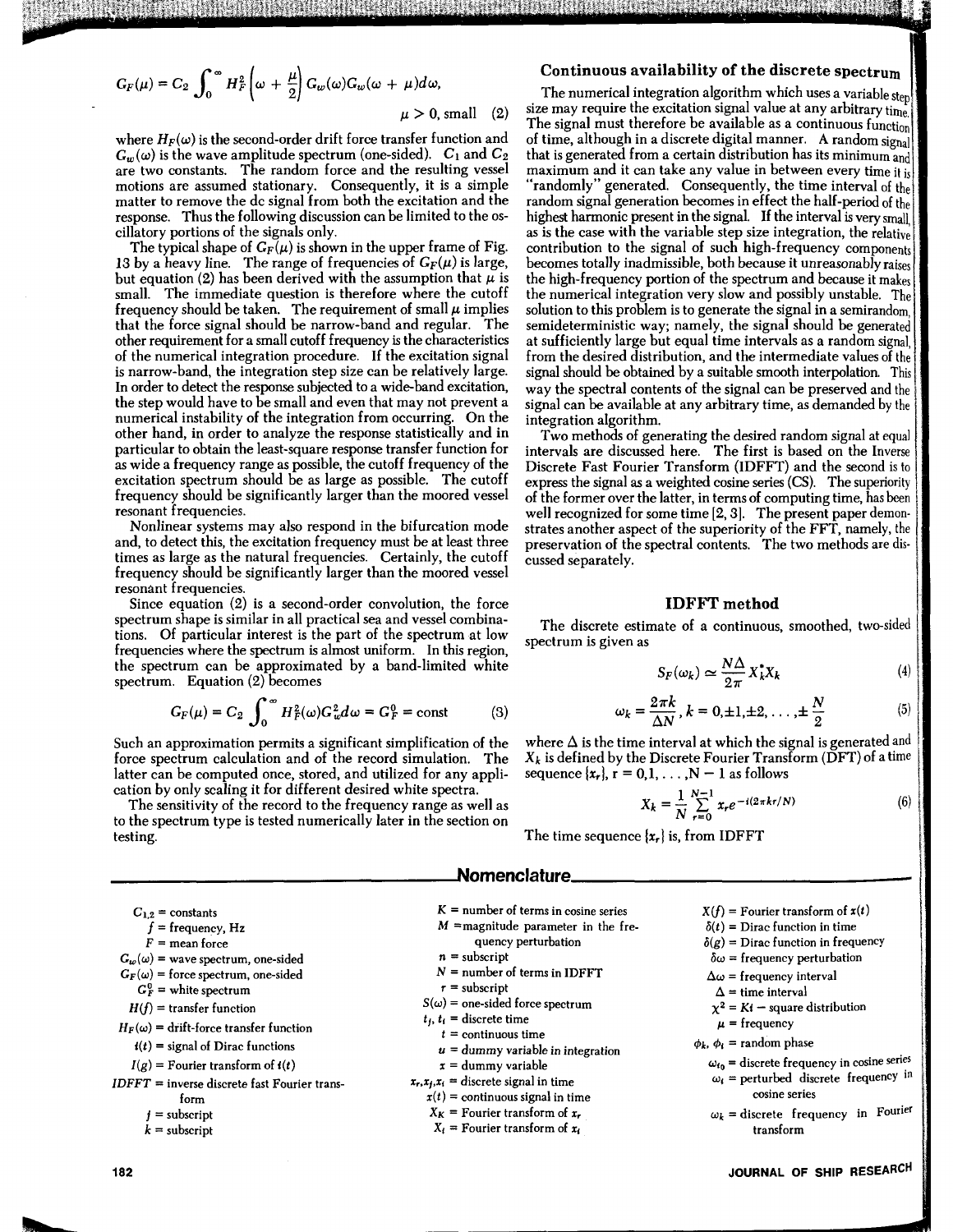$$G_F(\mu) = C_2 \int_0^\infty H_F^2\left(\omega + \frac{\mu}{2}\right) G_w(\omega) G_w(\omega + \mu) d\omega,$$

$$\mu > 0, \text{ small} \quad (2)$$

where $H_F(\omega)$ is the second-order drift force transfer function and $G_w(\omega)$ is the wave amplitude spectrum (one-sided). $C_1$ and $C_2$ are two constants. The random force and the resulting vessel motions are assumed stationary. Consequently, it is a simple matter to remove the dc signal from both the excitation and the response. Thus the following discussion can be limited to the oscillatory portions of the signals only.

The typical shape of $G_F(\mu)$ is shown in the upper frame of Fig. 13 by a heavy line. The range of frequencies of $G_F(\mu)$ is large, but equation (2) has been derived with the assumption that $\mu$ is small. The immediate question is therefore where the cutoff frequency should be taken. The requirement of small $\mu$ implies that the force signal should be narrow-band and regular. The other requirement for a small cutoff frequency is the characteristics of the numerical integration procedure. If the excitation signal is narrow-band, the integration step size can be relatively large. In order to detect the response subjected to a wide-band excitation, the step would have to be small and even that may not prevent a numerical instability of the integration from occurring. On the other hand, in order to analyze the response statistically and in particular to obtain the least-square response transfer function for as wide a frequency range as possible, the cutoff frequency of the excitation spectrum should be as large as possible. The cutoff frequency should be significantly larger than the moored vessel resonant frequencies.

Nonlinear systems may also respond in the bifurcation mode and, to detect this, the excitation frequency must be at least three times as large as the natural frequencies. Certainly, the cutoff frequency should be significantly larger than the moored vessel resonant frequencies.

Since equation (2) is a second-order convolution, the force spectrum shape is similar in all practical sea and vessel combinations. Of particular interest is the part of the spectrum at low frequencies where the spectrum is almost uniform. In this region, the spectrum can be approximated by a band-limited white spectrum. Equation (2) becomes

$$G_F(\mu) = C_2 \int_0^\infty H_F^2(\omega) G_w^2 d\omega = G_F^0 = \text{const} \quad (3)$$

Such an approximation permits a significant simplification of the force spectrum calculation and of the record simulation. The latter can be computed once, stored, and utilized for any application by only scaling it for different desired white spectra.

The sensitivity of the record to the frequency range as well as to the spectrum type is tested numerically later in the section on testing.

### Continuous availability of the discrete spectrum

The numerical integration algorithm which uses a variable step size may require the excitation signal value at any arbitrary time. The signal must therefore be available as a continuous function of time, although in a discrete digital manner. A random signal that is generated from a certain distribution has its minimum and maximum and it can take any value in between every time it is "randomly" generated. Consequently, the time interval of the random signal generation becomes in effect the half-period of the highest harmonic present in the signal. If the interval is very small, as is the case with the variable step size integration, the relative contribution to the signal of such high-frequency components becomes totally inadmissible, both because it unreasonably raises the high-frequency portion of the spectrum and because it makes the numerical integration very slow and possibly unstable. The solution to this problem is to generate the signal in a semirandom, semideterministic way; namely, the signal should be generated at sufficiently large but equal time intervals as a random signal, from the desired distribution, and the intermediate values of the signal should be obtained by a suitable smooth interpolation. This way the spectral contents of the signal can be preserved and the signal can be available at any arbitrary time, as demanded by the integration algorithm.

Two methods of generating the desired random signal at equal intervals are discussed here. The first is based on the Inverse Discrete Fast Fourier Transform (IDFFT) and the second is to express the signal as a weighted cosine series (CS). The superiority of the former over the latter, in terms of computing time, has been well recognized for some time [2, 3]. The present paper demonstrates another aspect of the superiority of the FFT, namely, the preservation of the spectral contents. The two methods are discussed separately.

### IDFFT method

The discrete estimate of a continuous, smoothed, two-sided spectrum is given as

$$S_F(\omega_k) \simeq \frac{N\Delta}{2\pi} X_k^* X_k \quad (4)$$

$$\omega_k = \frac{2\pi k}{\Delta N}, \; k = 0, \pm 1, \pm 2, \ldots, \pm \frac{N}{2} \quad (5)$$

where $\Delta$ is the time interval at which the signal is generated and $X_k$ is defined by the Discrete Fourier Transform (DFT) of a time sequence $\{x_r\}$, $r = 0, 1, \ldots, N-1$ as follows

$$X_k = \frac{1}{N} \sum_{r=0}^{N-1} x_r e^{-i(2\pi k r/N)} \quad (6)$$

The time sequence $\{x_r\}$ is, from IDFFT

## Nomenclature

$C_{1,2}$ = constants
$f$ = frequency, Hz
$F$ = mean force
$G_w(\omega)$ = wave spectrum, one-sided
$G_F(\omega)$ = force spectrum, one-sided
$G_F^0$ = white spectrum
$H(f)$ = transfer function
$H_F(\omega)$ = drift-force transfer function
$i(t)$ = signal of Dirac functions
$I(g)$ = Fourier transform of $i(t)$
IDFFT = inverse discrete fast Fourier transform
$j$ = subscript
$k$ = subscript
$K$ = number of terms in cosine series
$M$ = magnitude parameter in the frequency perturbation
$n$ = subscript
$N$ = number of terms in IDFFT
$r$ = subscript
$S(\omega)$ = one-sided force spectrum
$t_j, t_l$ = discrete time
$t$ = continuous time
$u$ = dummy variable in integration
$x$ = dummy variable
$x_r, x_j, x_l$ = discrete signal in time
$x(t)$ = continuous signal in time
$X_K$ = Fourier transform of $x_r$
$X_l$ = Fourier transform of $x_l$
$X(f)$ = Fourier transform of $x(t)$
$\delta(t)$ = Dirac function in time
$\delta(g)$ = Dirac function in frequency
$\delta\omega$ = frequency perturbation
$\Delta\omega$ = frequency interval
$\Delta$ = time interval
$\chi^2$ = $Ki$ – square distribution
$\mu$ = frequency
$\phi_k, \phi_l$ = random phase
$\omega_{l0}$ = discrete frequency in cosine series
$\omega_l$ = perturbed discrete frequency in cosine series
$\omega_k$ = discrete frequency in Fourier transform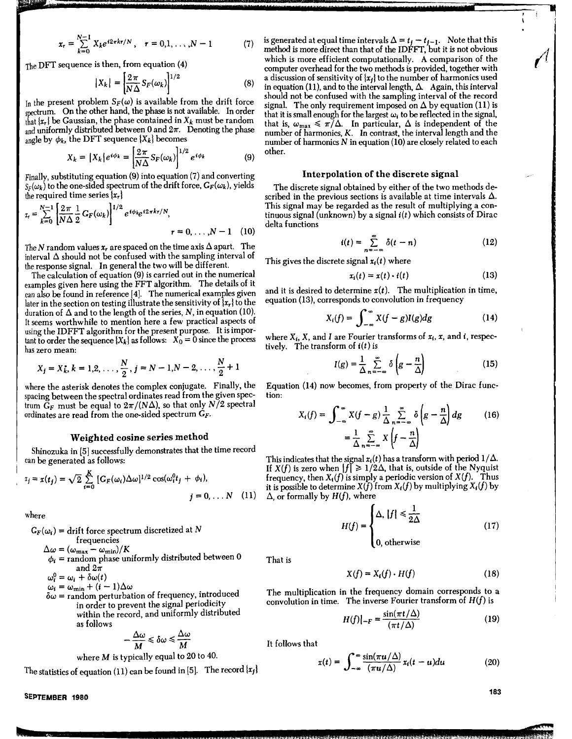$$x_r = \sum_{k=0}^{N-1} X_k e^{i2\pi kr/N}, \quad r = 0,1,\ldots,N-1 \tag{7}$$

The DFT sequence is then, from equation (4)

$$|X_k| = \left[\frac{2\pi}{N\Delta} S_F(\omega_k)\right]^{1/2} \tag{8}$$

In the present problem $S_F(\omega)$ is available from the drift force spectrum. On the other hand, the phase is not available. In order that $\{x_r\}$ be Gaussian, the phase contained in $X_k$ must be random and uniformly distributed between 0 and $2\pi$. Denoting the phase angle by $\phi_k$, the DFT sequence $\{X_k\}$ becomes

$$X_k = |X_k| e^{i\phi_k} = \left[\frac{2\pi}{N\Delta} S_F(\omega_k)\right]^{1/2} e^{i\phi_k} \tag{9}$$

Finally, substituting equation (9) into equation (7) and converting $S_F(\omega_k)$ to the one-sided spectrum of the drift force, $G_F(\omega_k)$, yields the required time series $\{x_r\}$

$$x_r = \sum_{k=0}^{N-1} \left[\frac{2\pi}{N\Delta}\frac{1}{2} G_F(\omega_k)\right]^{1/2} e^{i\phi_k} e^{i2\pi kr/N}, \quad r = 0,\ldots,N-1 \tag{10}$$

The $N$ random values $x_r$ are spaced on the time axis $\Delta$ apart. The interval $\Delta$ should not be confused with the sampling interval of the response signal. In general the two will be different.

The calculation of equation (9) is carried out in the numerical examples given here using the FFT algorithm. The details of it can also be found in reference [4]. The numerical examples given later in the section on testing illustrate the sensitivity of $\{x_r\}$ to the duration of $\Delta$ and to the length of the series, $N$, in equation (10). It seems worthwhile to mention here a few practical aspects of using the IDFFT algorithm for the present purpose. It is important to order the sequence $\{X_k\}$ as follows: $X_0 = 0$ since the process has zero mean:

$$X_j = X_k^*, \; k = 1,2,\ldots,\frac{N}{2}, \; j = N-1, N-2,\ldots,\frac{N}{2}+1$$

where the asterisk denotes the complex conjugate. Finally, the spacing between the spectral ordinates read from the given spectrum $G_F$ must be equal to $2\pi/(N\Delta)$, so that only $N/2$ spectral ordinates are read from the one-sided spectrum $G_F$.

## Weighted cosine series method

Shinozuka in [5] successfully demonstrates that the time record can be generated as follows:

$$x_j = x(t_j) = \sqrt{2} \sum_{i=0}^{K} [G_F(\omega_i)\Delta\omega]^{1/2} \cos(\omega_i^0 t_j + \phi_i), \quad j = 0,\ldots N \tag{11}$$

where

$G_F(\omega_i)$ = drift force spectrum discretized at $N$ frequencies

$\Delta\omega = (\omega_{max} - \omega_{min})/K$

$\phi_i$ = random phase uniformly distributed between 0 and $2\pi$

$\omega_i^0 = \omega_i + \delta\omega(t)$

$\omega_i = \omega_{min} + (i-1)\Delta\omega$

$\delta\omega$ = random perturbation of frequency, introduced in order to prevent the signal periodicity within the record, and uniformly distributed as follows

$$-\frac{\Delta\omega}{M} \leqslant \delta\omega \leqslant \frac{\Delta\omega}{M}$$

where $M$ is typically equal to 20 to 40.

The statistics of equation (11) can be found in [5]. The record $\{x_j\}$ is generated at equal time intervals $\Delta = t_j - t_{j-1}$. Note that this method is more direct than that of the IDFFT, but it is not obvious which is more efficient computationally. A comparison of the computer overhead for the two methods is provided, together with a discussion of sensitivity of $\{x_j\}$ to the number of harmonics used in equation (11), and to the interval length, $\Delta$. Again, this interval should not be confused with the sampling interval of the record signal. The only requirement imposed on $\Delta$ by equation (11) is that it is small enough for the largest $\omega_i$ to be reflected in the signal, that is, $\omega_{max} \leqslant \pi/\Delta$. In particular, $\Delta$ is independent of the number of harmonics, $K$. In contrast, the interval length and the number of harmonics $N$ in equation (10) are closely related to each other.

## Interpolation of the discrete signal

The discrete signal obtained by either of the two methods described in the previous sections is available at time intervals $\Delta$. This signal may be regarded as the result of multiplying a continuous signal (unknown) by a signal $i(t)$ which consists of Dirac delta functions

$$i(t) = \sum_{n=-\infty}^{\infty} \delta(t-n) \tag{12}$$

This gives the discrete signal $x_i(t)$ where

$$x_i(t) = x(t) \cdot i(t) \tag{13}$$

and it is desired to determine $x(t)$. The multiplication in time, equation (13), corresponds to convolution in frequency

$$X_i(f) = \int_{-\infty}^{\infty} X(f-g) I(g) dg \tag{14}$$

where $X_i$, $X$, and $I$ are Fourier transforms of $x_i$, $x$, and $i$, respectively. The transform of $i(t)$ is

$$I(g) = \frac{1}{\Delta} \sum_{n=-\infty}^{\infty} \delta\left(g - \frac{n}{\Delta}\right) \tag{15}$$

Equation (14) now becomes, from property of the Dirac function:

$$X_i(f) = \int_{-\infty}^{\infty} X(f-g) \frac{1}{\Delta} \sum_{n=-\infty}^{\infty} \delta\left(g - \frac{n}{\Delta}\right) dg = \frac{1}{\Delta} \sum_{n=-\infty}^{\infty} X\left(f - \frac{n}{\Delta}\right) \tag{16}$$

This indicates that the signal $x_i(t)$ has a transform with period $1/\Delta$. If $X(f)$ is zero when $|f| \geqslant 1/2\Delta$, that is, outside of the Nyquist frequency, then $X_i(f)$ is simply a periodic version of $X(f)$. Thus it is possible to determine $X(f)$ from $X_i(f)$ by multiplying $X_i(f)$ by $\Delta$, or formally by $H(f)$, where

$$H(f) = \begin{cases} \Delta, & |f| \leqslant \dfrac{1}{2\Delta} \\ 0, & \text{otherwise} \end{cases} \tag{17}$$

That is

$$X(f) = X_i(f) \cdot H(f) \tag{18}$$

The multiplication in the frequency domain corresponds to a convolution in time. The inverse Fourier transform of $H(f)$ is

$$H(f)|_{-F} = \frac{\sin(\pi t/\Delta)}{(\pi t/\Delta)} \tag{19}$$

It follows that

$$x(t) = \int_{-\infty}^{\infty} \frac{\sin(\pi u/\Delta)}{(\pi u/\Delta)} x_i(t-u) du \tag{20}$$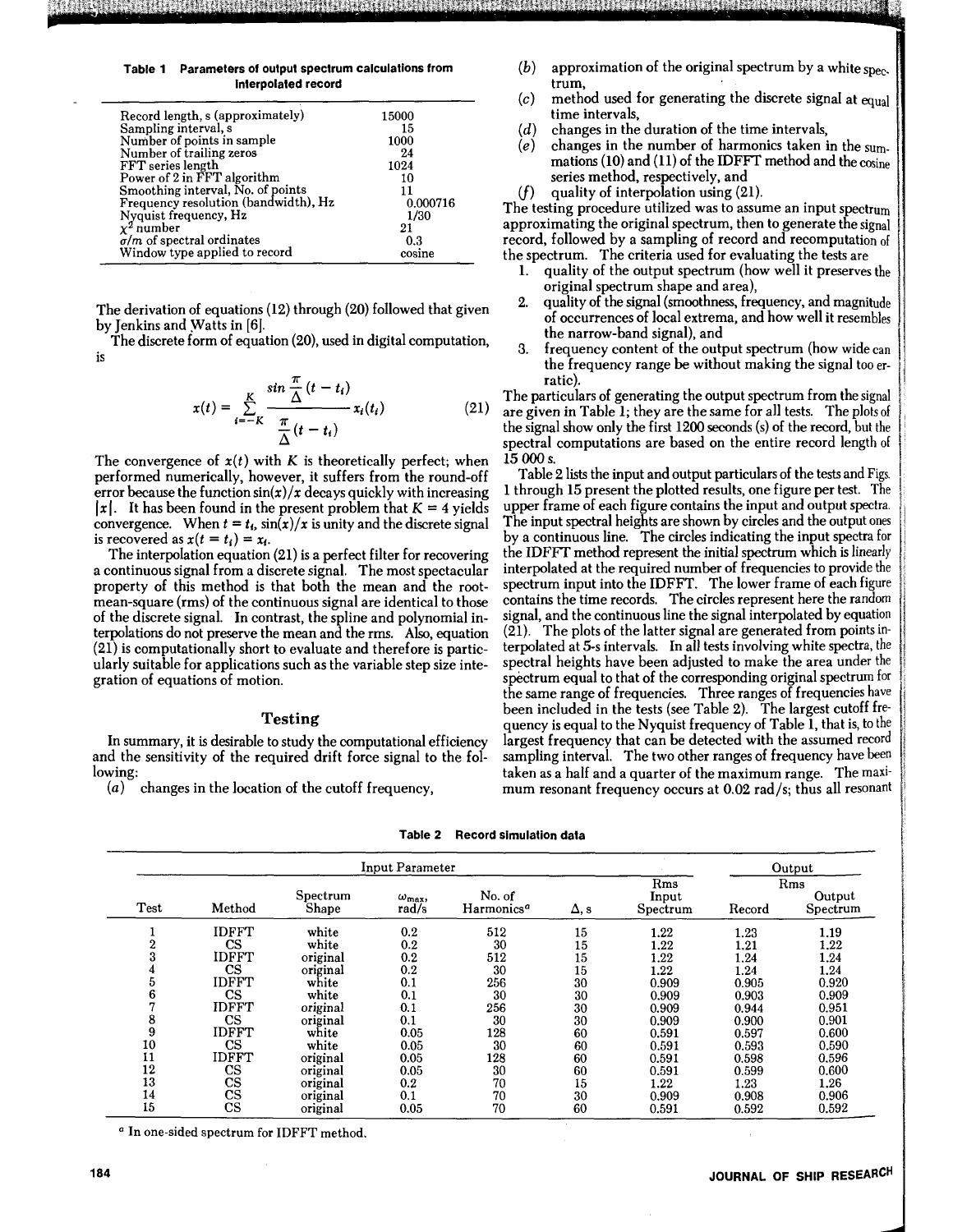**Table 1 Parameters of output spectrum calculations from interpolated record**

| | |
|---|---|
| Record length, s (approximately) | 15000 |
| Sampling interval, s | 15 |
| Number of points in sample | 1000 |
| Number of trailing zeros | 24 |
| FFT series length | 1024 |
| Power of 2 in FFT algorithm | 10 |
| Smoothing interval, No. of points | 11 |
| Frequency resolution (bandwidth), Hz | 0.000716 |
| Nyquist frequency, Hz | 1/30 |
| $\chi^2$ number | 21 |
| $\sigma/m$ of spectral ordinates | 0.3 |
| Window type applied to record | cosine |

The derivation of equations (12) through (20) followed that given by Jenkins and Watts in [6].

The discrete form of equation (20), used in digital computation, is

$$x(t) = \sum_{i=-K}^{K} \frac{\sin \frac{\pi}{\Delta}(t - t_i)}{\frac{\pi}{\Delta}(t - t_i)} x_i(t_i) \tag{21}$$

The convergence of $x(t)$ with $K$ is theoretically perfect; when performed numerically, however, it suffers from the round-off error because the function $\sin(x)/x$ decays quickly with increasing $|x|$. It has been found in the present problem that $K = 4$ yields convergence. When $t = t_i$, $\sin(x)/x$ is unity and the discrete signal is recovered as $x(t = t_i) = x_i$.

The interpolation equation (21) is a perfect filter for recovering a continuous signal from a discrete signal. The most spectacular property of this method is that both the mean and the root-mean-square (rms) of the continuous signal are identical to those of the discrete signal. In contrast, the spline and polynomial interpolations do not preserve the mean and the rms. Also, equation (21) is computationally short to evaluate and therefore is particularly suitable for applications such as the variable step size integration of equations of motion.

## Testing

In summary, it is desirable to study the computational efficiency and the sensitivity of the required drift force signal to the following:

(*a*) changes in the location of the cutoff frequency,

(*b*) approximation of the original spectrum by a white spectrum,

(*c*) method used for generating the discrete signal at equal time intervals,

(*d*) changes in the duration of the time intervals,

(*e*) changes in the number of harmonics taken in the summations (10) and (11) of the IDFFT method and the cosine series method, respectively, and

(*f*) quality of interpolation using (21).

The testing procedure utilized was to assume an input spectrum approximating the original spectrum, then to generate the signal record, followed by a sampling of record and recomputation of the spectrum. The criteria used for evaluating the tests are

1. quality of the output spectrum (how well it preserves the original spectrum shape and area),
2. quality of the signal (smoothness, frequency, and magnitude of occurrences of local extrema, and how well it resembles the narrow-band signal), and
3. frequency content of the output spectrum (how wide can the frequency range be without making the signal too erratic).

The particulars of generating the output spectrum from the signal are given in Table 1; they are the same for all tests. The plots of the signal show only the first 1200 seconds (s) of the record, but the spectral computations are based on the entire record length of 15 000 s.

Table 2 lists the input and output particulars of the tests and Figs. 1 through 15 present the plotted results, one figure per test. The upper frame of each figure contains the input and output spectra. The input spectral heights are shown by circles and the output ones by a continuous line. The circles indicating the input spectra for the IDFFT method represent the initial spectrum which is linearly interpolated at the required number of frequencies to provide the spectrum input into the IDFFT. The lower frame of each figure contains the time records. The circles represent here the random signal, and the continuous line the signal interpolated by equation (21). The plots of the latter signal are generated from points interpolated at 5-s intervals. In all tests involving white spectra, the spectral heights have been adjusted to make the area under the spectrum equal to that of the corresponding original spectrum for the same range of frequencies. Three ranges of frequencies have been included in the tests (see Table 2). The largest cutoff frequency is equal to the Nyquist frequency of Table 1, that is, to the largest frequency that can be detected with the assumed record sampling interval. The two other ranges of frequency have been taken as a half and a quarter of the maximum range. The maximum resonant frequency occurs at 0.02 rad/s; thus all resonant

**Table 2 Record simulation data**

| | Input Parameter | | | | | | Output | |
|---|---|---|---|---|---|---|---|---|
| Test | Method | Spectrum Shape | $\omega_{max}$, rad/s | No. of Harmonics[a] | $\Delta$, s | Rms Input Spectrum | Rms Record | Output Spectrum |
| 1 | IDFFT | white | 0.2 | 512 | 15 | 1.22 | 1.23 | 1.19 |
| 2 | CS | white | 0.2 | 30 | 15 | 1.22 | 1.21 | 1.22 |
| 3 | IDFFT | original | 0.2 | 512 | 15 | 1.22 | 1.24 | 1.24 |
| 4 | CS | original | 0.2 | 30 | 15 | 1.22 | 1.24 | 1.24 |
| 5 | IDFFT | white | 0.1 | 256 | 30 | 0.909 | 0.905 | 0.920 |
| 6 | CS | white | 0.1 | 30 | 30 | 0.909 | 0.903 | 0.909 |
| 7 | IDFFT | original | 0.1 | 256 | 30 | 0.909 | 0.944 | 0.951 |
| 8 | CS | original | 0.1 | 30 | 30 | 0.909 | 0.900 | 0.901 |
| 9 | IDFFT | white | 0.05 | 128 | 60 | 0.591 | 0.597 | 0.600 |
| 10 | CS | white | 0.05 | 30 | 60 | 0.591 | 0.593 | 0.590 |
| 11 | IDFFT | original | 0.05 | 128 | 60 | 0.591 | 0.598 | 0.596 |
| 12 | CS | original | 0.05 | 30 | 60 | 0.591 | 0.599 | 0.600 |
| 13 | CS | original | 0.2 | 70 | 15 | 1.22 | 1.23 | 1.26 |
| 14 | CS | original | 0.1 | 70 | 30 | 0.909 | 0.908 | 0.906 |
| 15 | CS | original | 0.05 | 70 | 60 | 0.591 | 0.592 | 0.592 |

[a] In one-sided spectrum for IDFFT method.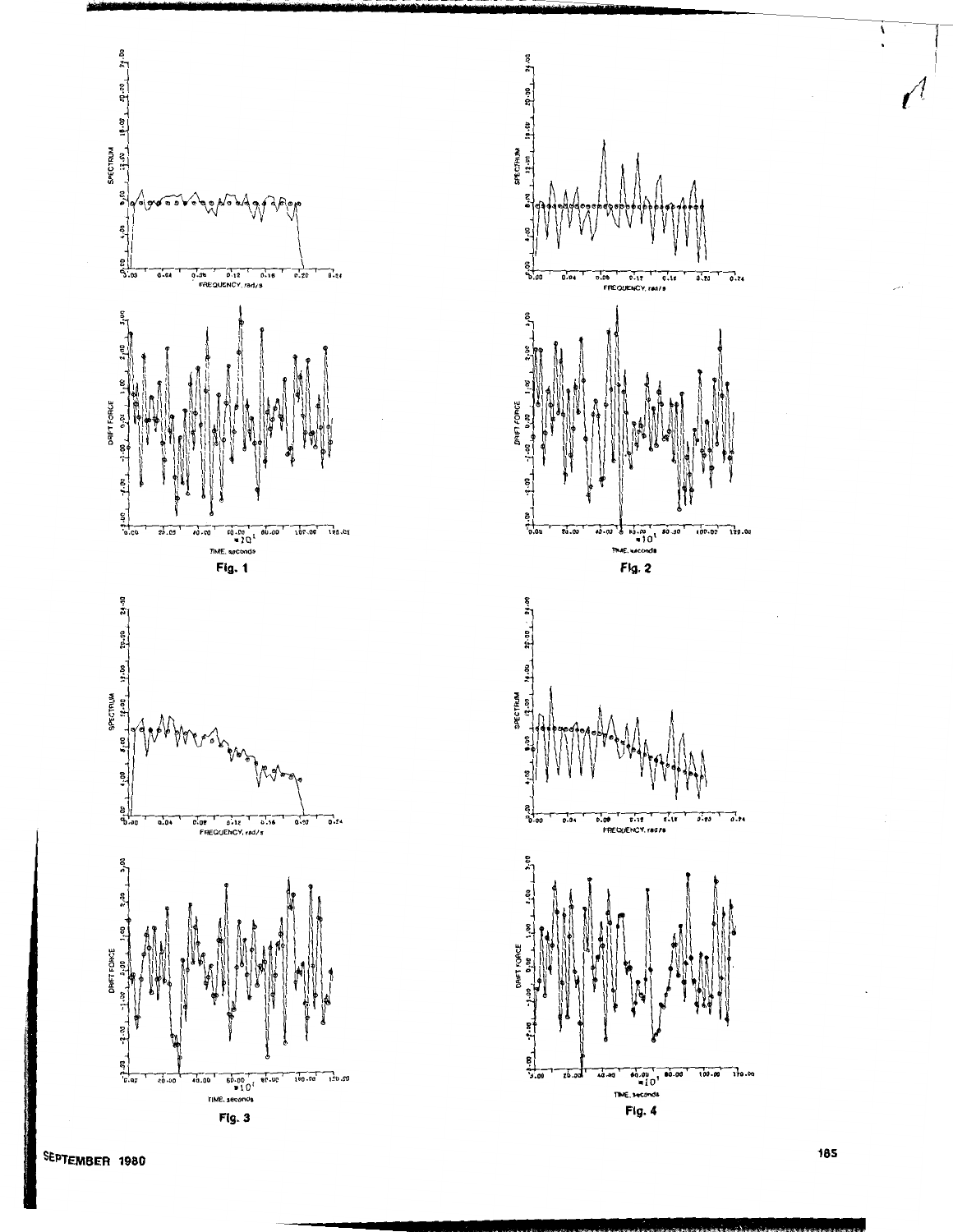Fig. 1

Fig. 2

Fig. 3

Fig. 4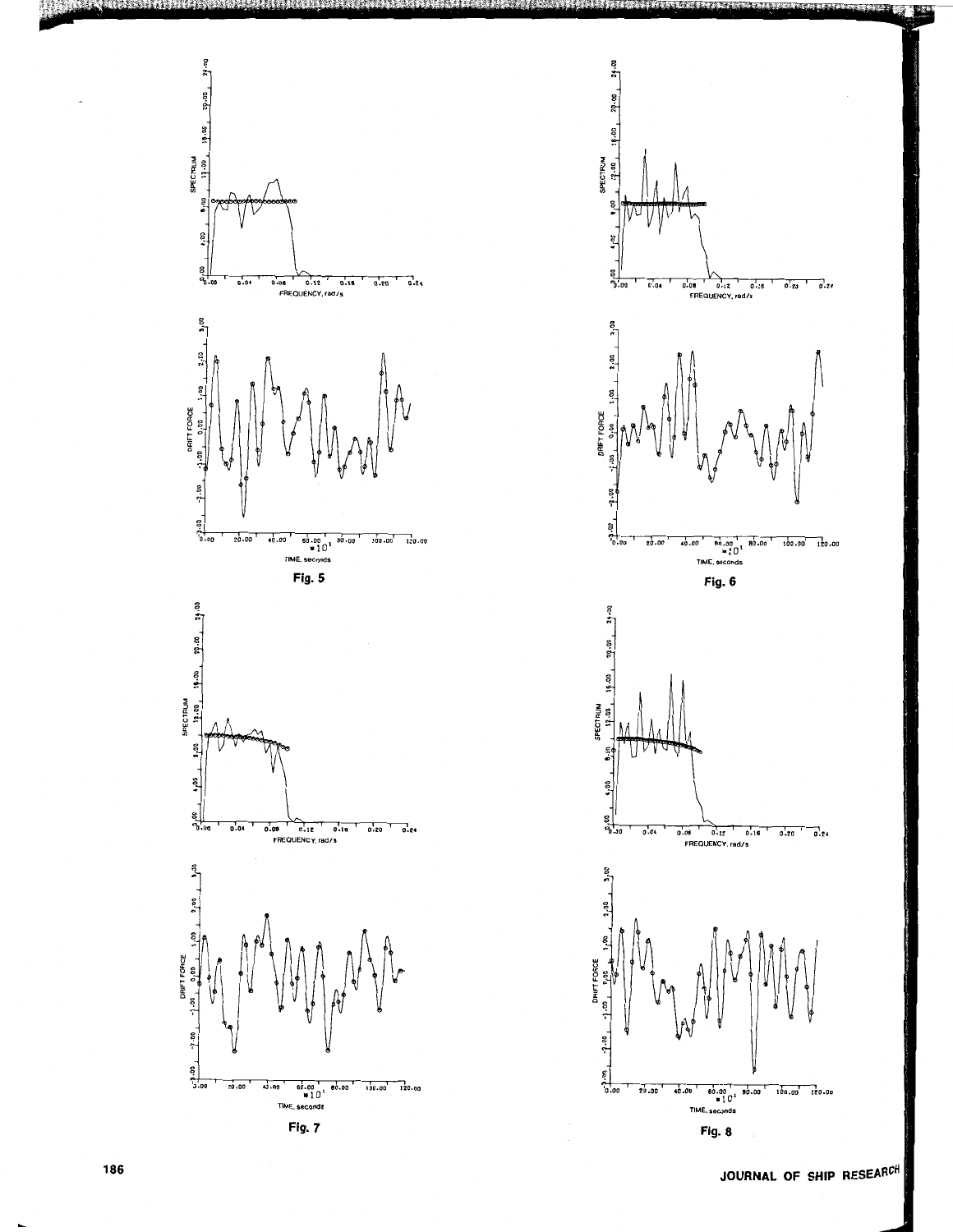Fig. 5

Fig. 6

Fig. 7

Fig. 8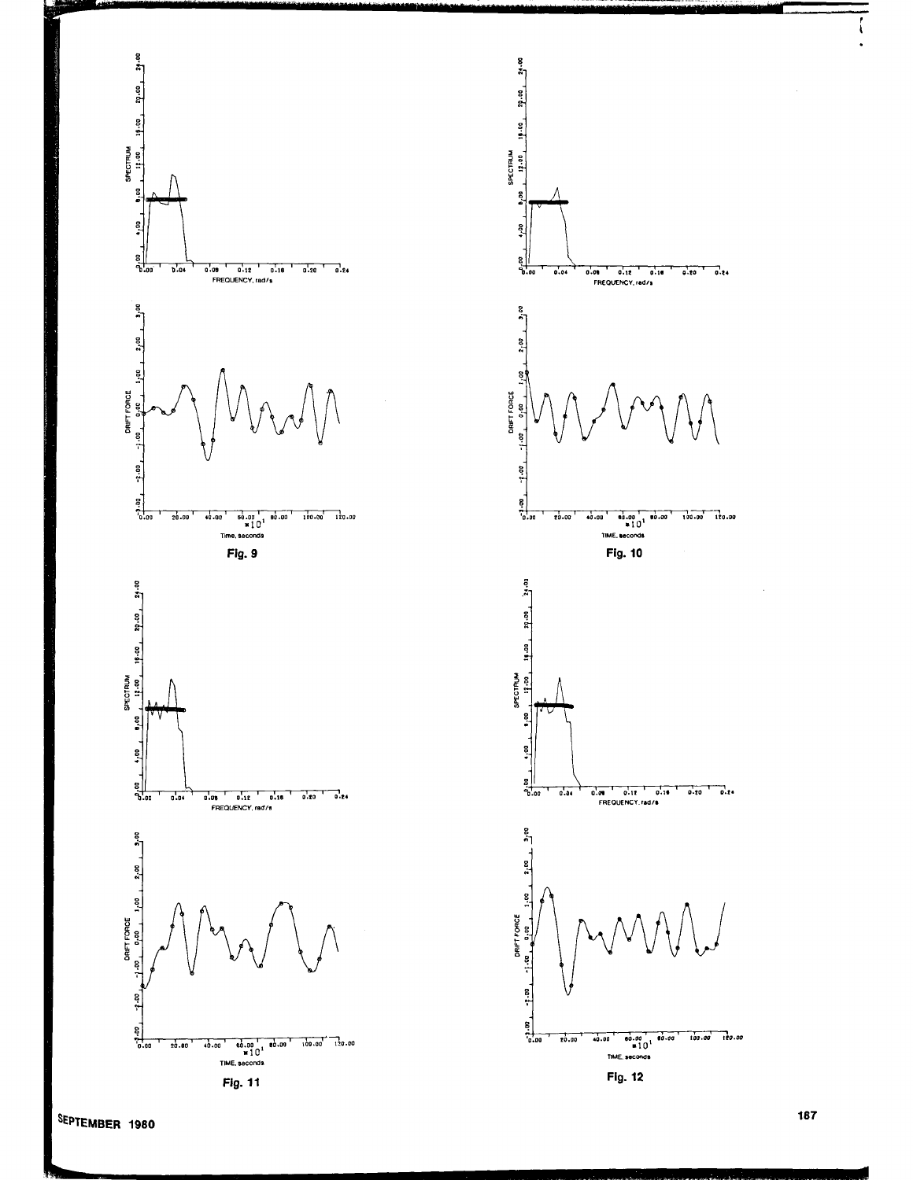Fig. 9

Fig. 10

Fig. 11

Fig. 12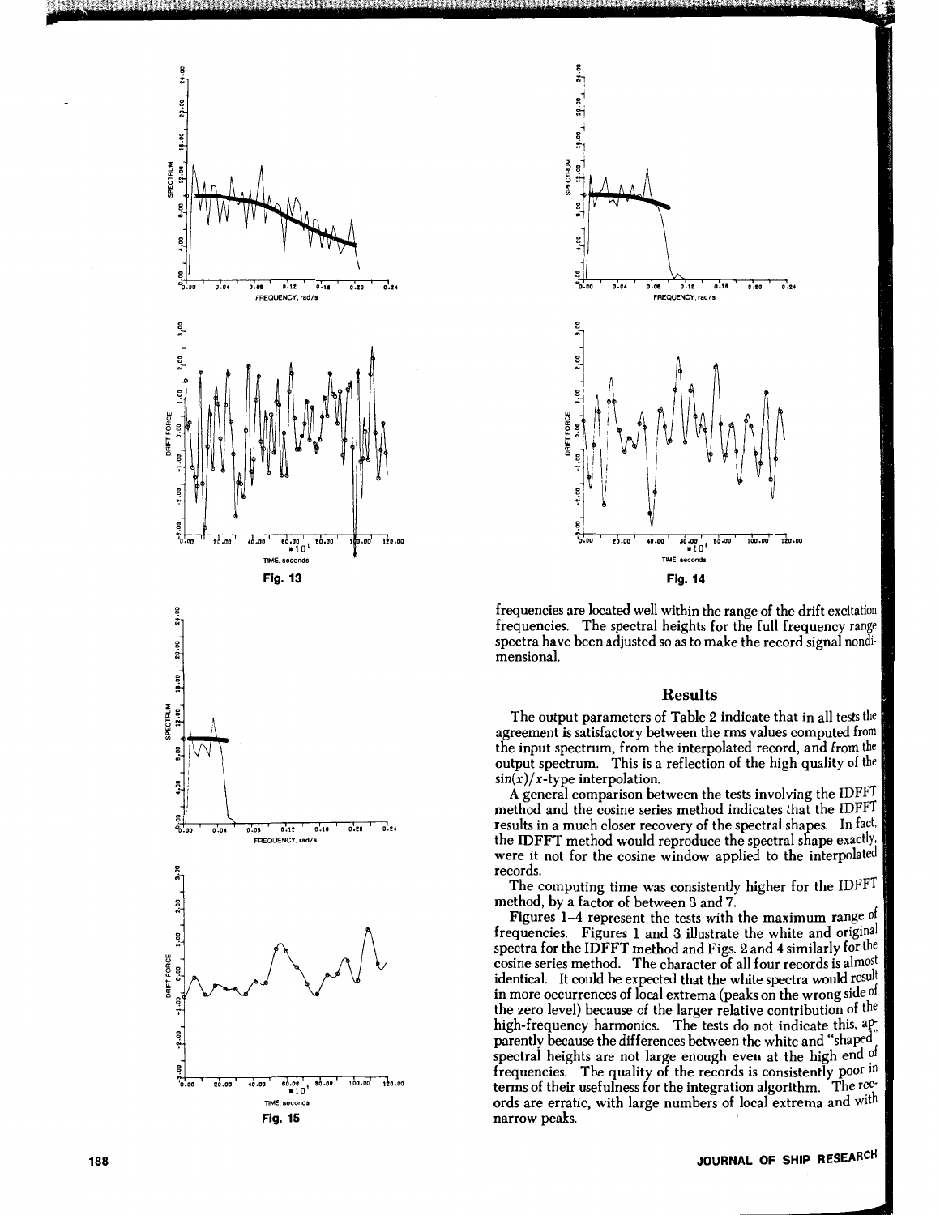Fig. 13

Fig. 14

Fig. 15

frequencies are located well within the range of the drift excitation frequencies. The spectral heights for the full frequency range spectra have been adjusted so as to make the record signal nondimensional.

## Results

The output parameters of Table 2 indicate that in all tests the agreement is satisfactory between the rms values computed from the input spectrum, from the interpolated record, and from the output spectrum. This is a reflection of the high quality of the $\sin(x)/x$-type interpolation.

A general comparison between the tests involving the IDFFT method and the cosine series method indicates that the IDFFT results in a much closer recovery of the spectral shapes. In fact, the IDFFT method would reproduce the spectral shape exactly, were it not for the cosine window applied to the interpolated records.

The computing time was consistently higher for the IDFFT method, by a factor of between 3 and 7.

Figures 1–4 represent the tests with the maximum range of frequencies. Figures 1 and 3 illustrate the white and original spectra for the IDFFT method and Figs. 2 and 4 similarly for the cosine series method. The character of all four records is almost identical. It could be expected that the white spectra would result in more occurrences of local extrema (peaks on the wrong side of the zero level) because of the larger relative contribution of the high-frequency harmonics. The tests do not indicate this, apparently because the differences between the white and "shaped" spectral heights are not large enough even at the high end of frequencies. The quality of the records is consistently poor in terms of their usefulness for the integration algorithm. The records are erratic, with large numbers of local extrema and with narrow peaks.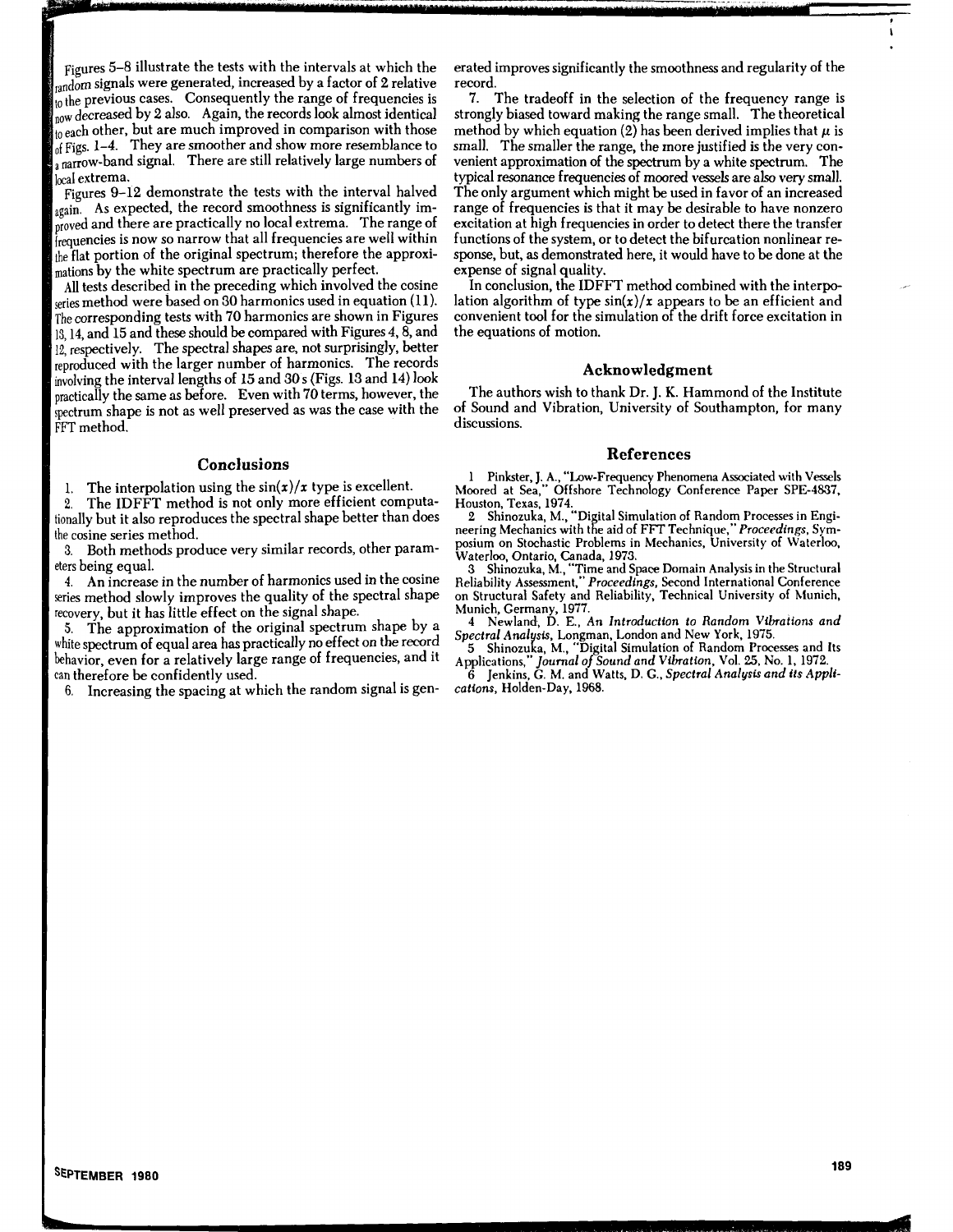Figures 5–8 illustrate the tests with the intervals at which the random signals were generated, increased by a factor of 2 relative to the previous cases. Consequently the range of frequencies is now decreased by 2 also. Again, the records look almost identical to each other, but are much improved in comparison with those of Figs. 1–4. They are smoother and show more resemblance to a narrow-band signal. There are still relatively large numbers of local extrema.

Figures 9–12 demonstrate the tests with the interval halved again. As expected, the record smoothness is significantly improved and there are practically no local extrema. The range of frequencies is now so narrow that all frequencies are well within the flat portion of the original spectrum; therefore the approximations by the white spectrum are practically perfect.

All tests described in the preceding which involved the cosine series method were based on 30 harmonics used in equation (11). The corresponding tests with 70 harmonics are shown in Figures 13, 14, and 15 and these should be compared with Figures 4, 8, and 12, respectively. The spectral shapes are, not surprisingly, better reproduced with the larger number of harmonics. The records involving the interval lengths of 15 and 30 s (Figs. 13 and 14) look practically the same as before. Even with 70 terms, however, the spectrum shape is not as well preserved as was the case with the FFT method.

## Conclusions

1. The interpolation using the $\sin(x)/x$ type is excellent.
2. The IDFFT method is not only more efficient computationally but it also reproduces the spectral shape better than does the cosine series method.
3. Both methods produce very similar records, other parameters being equal.
4. An increase in the number of harmonics used in the cosine series method slowly improves the quality of the spectral shape recovery, but it has little effect on the signal shape.
5. The approximation of the original spectrum shape by a white spectrum of equal area has practically no effect on the record behavior, even for a relatively large range of frequencies, and it can therefore be confidently used.
6. Increasing the spacing at which the random signal is generated improves significantly the smoothness and regularity of the record.
7. The tradeoff in the selection of the frequency range is strongly biased toward making the range small. The theoretical method by which equation (2) has been derived implies that $\mu$ is small. The smaller the range, the more justified is the very convenient approximation of the spectrum by a white spectrum. The typical resonance frequencies of moored vessels are also very small. The only argument which might be used in favor of an increased range of frequencies is that it may be desirable to have nonzero excitation at high frequencies in order to detect there the transfer functions of the system, or to detect the bifurcation nonlinear response, but, as demonstrated here, it would have to be done at the expense of signal quality.

In conclusion, the IDFFT method combined with the interpolation algorithm of type $\sin(x)/x$ appears to be an efficient and convenient tool for the simulation of the drift force excitation in the equations of motion.

## Acknowledgment

The authors wish to thank Dr. J. K. Hammond of the Institute of Sound and Vibration, University of Southampton, for many discussions.

## References

1 Pinkster, J. A., "Low-Frequency Phenomena Associated with Vessels Moored at Sea," Offshore Technology Conference Paper SPE-4837, Houston, Texas, 1974.

2 Shinozuka, M., "Digital Simulation of Random Processes in Engineering Mechanics with the aid of FFT Technique," *Proceedings*, Symposium on Stochastic Problems in Mechanics, University of Waterloo, Waterloo, Ontario, Canada, 1973.

3 Shinozuka, M., "Time and Space Domain Analysis in the Structural Reliability Assessment," *Proceedings*, Second International Conference on Structural Safety and Reliability, Technical University of Munich, Munich, Germany, 1977.

4 Newland, D. E., *An Introduction to Random Vibrations and Spectral Analysis*, Longman, London and New York, 1975.

5 Shinozuka, M., "Digital Simulation of Random Processes and Its Applications," *Journal of Sound and Vibration*, Vol. 25, No. 1, 1972.

6 Jenkins, G. M. and Watts, D. G., *Spectral Analysis and its Applications*, Holden-Day, 1968.